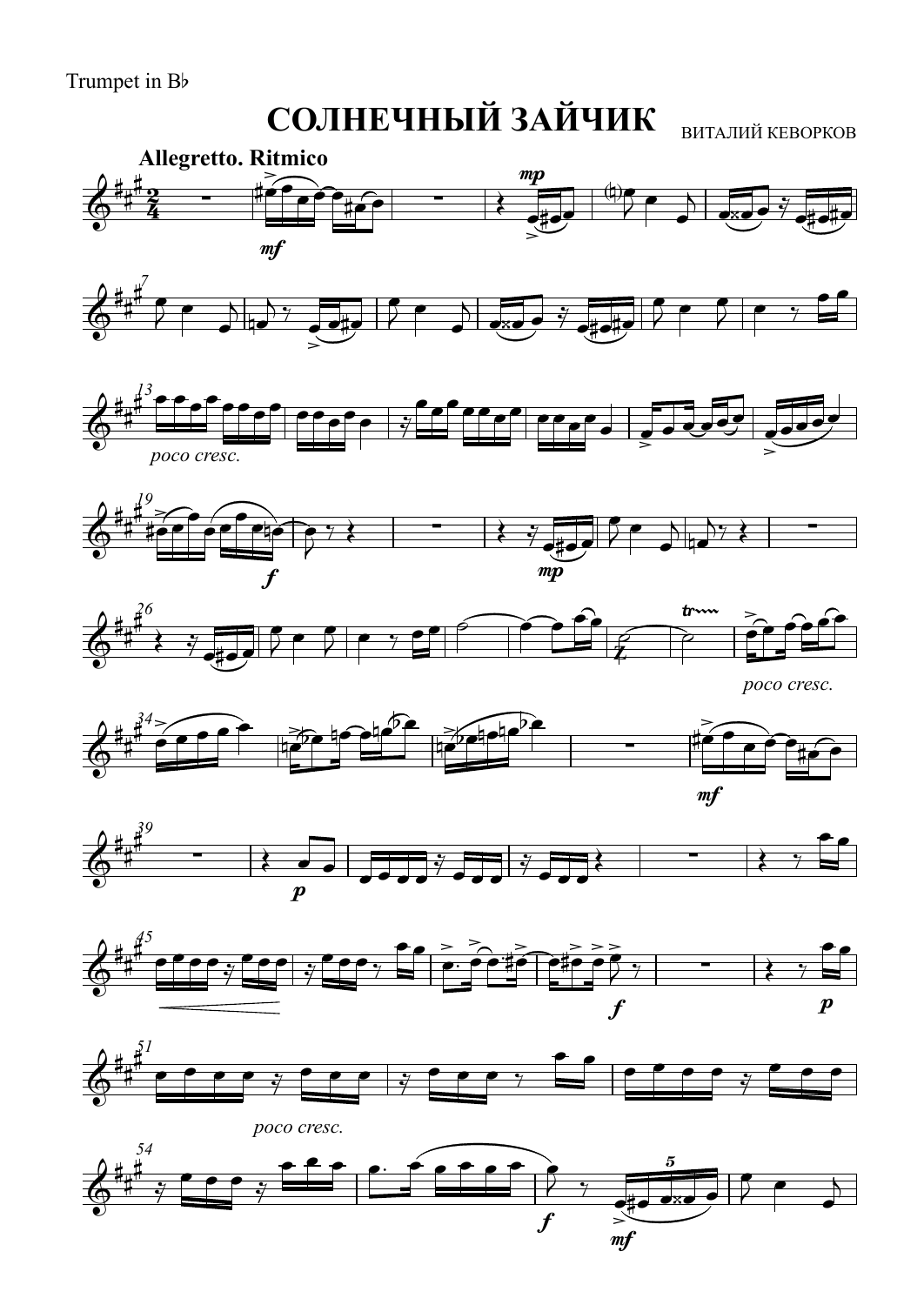Trumpet in B♭

# СОЛНЕЧНЫЙ ЗАЙЧИК

ВИТАЛИЙ КЕВОРКОВ

**Allegretto. Ritmico**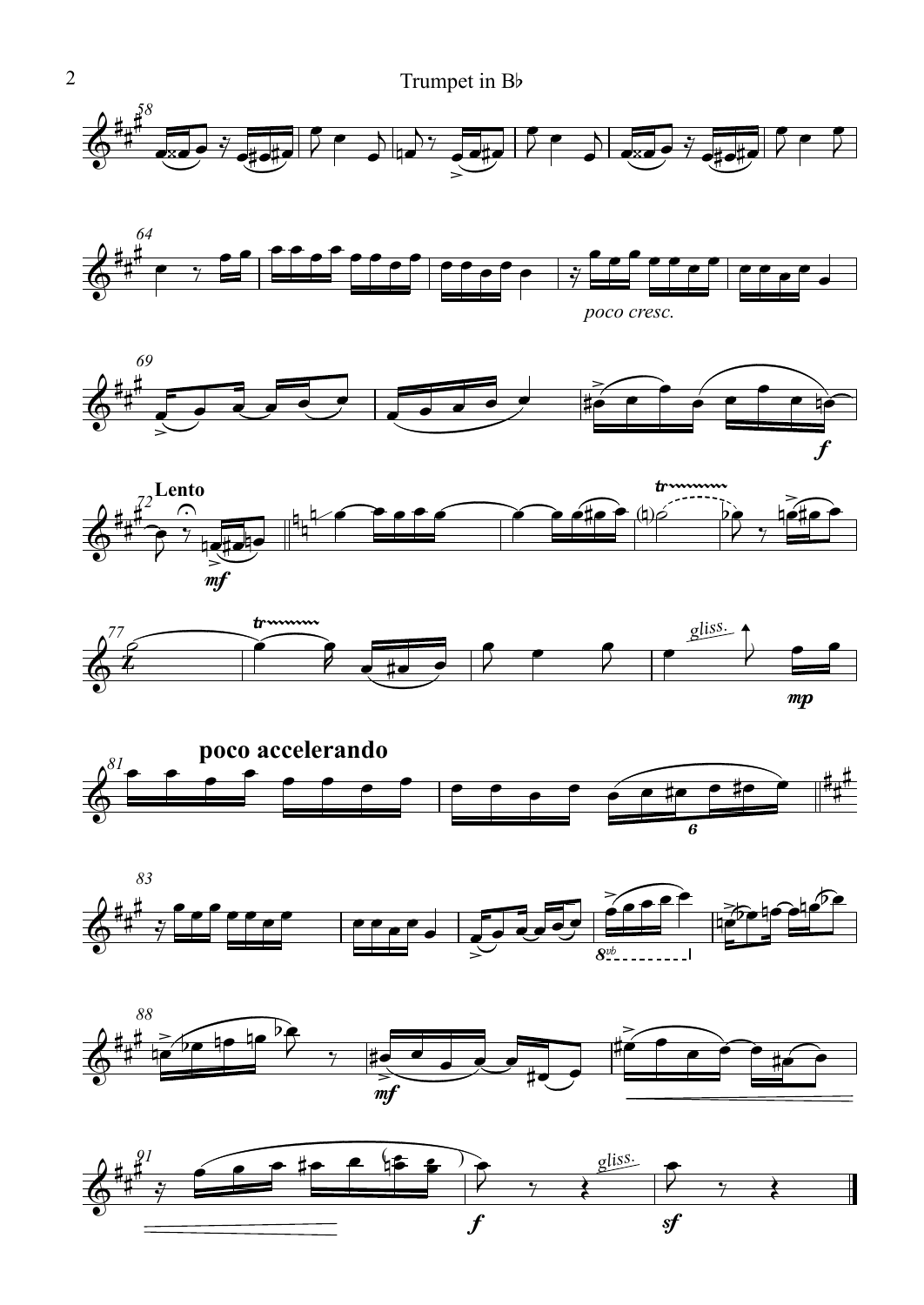poco cresc.

Lento

gliss.

poco accelerando

gliss.